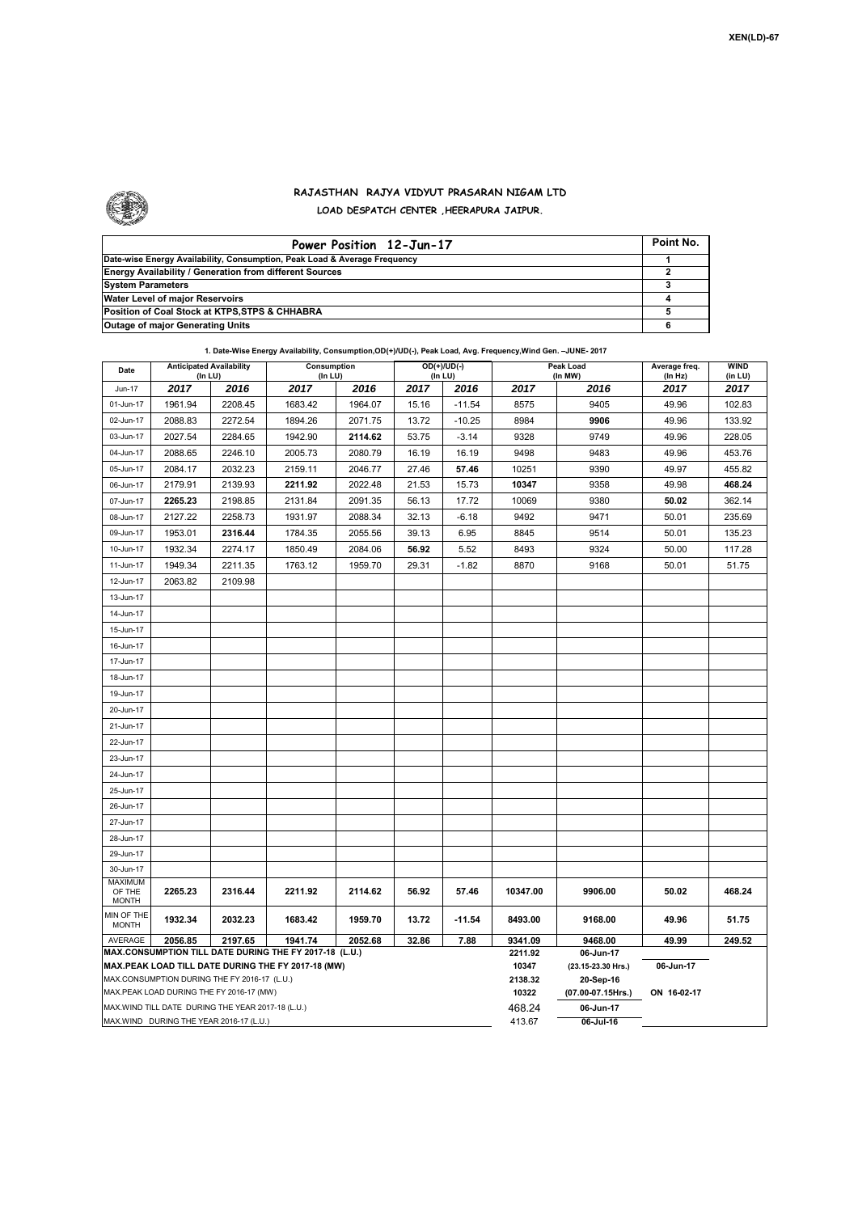XEN(LD)-67

# RAJASTHAN RAJYA VIDYUT PRASARAN NIGAM LTD

## LOAD DESPATCH CENTER ,HEERAPURA JAIPUR.

| Power Position 12-Jun-17 | Point No. |
|---|---|
| Date-wise Energy Availability, Consumption, Peak Load & Average Frequency | 1 |
| Energy Availability / Generation from different Sources | 2 |
| System Parameters | 3 |
| Water Level of major Reservoirs | 4 |
| Position of Coal Stock at KTPS,STPS & CHHABRA | 5 |
| Outage of major Generating Units | 6 |

**1. Date-Wise Energy Availability, Consumption,OD(+)/UD(-), Peak Load, Avg. Frequency,Wind Gen. –JUNE- 2017**

| Date | Anticipated Availability (In LU) | | Consumption (In LU) | | OD(+)/UD(-) (In LU) | | Peak Load (In MW) | | Average freq. (In Hz) | WIND (in LU) |
|---|---|---|---|---|---|---|---|---|---|---|
| Jun-17 | 2017 | 2016 | 2017 | 2016 | 2017 | 2016 | 2017 | 2016 | 2017 | 2017 |
| 01-Jun-17 | 1961.94 | 2208.45 | 1683.42 | 1964.07 | 15.16 | -11.54 | 8575 | 9405 | 49.96 | 102.83 |
| 02-Jun-17 | 2088.83 | 2272.54 | 1894.26 | 2071.75 | 13.72 | -10.25 | 8984 | **9906** | 49.96 | 133.92 |
| 03-Jun-17 | 2027.54 | 2284.65 | 1942.90 | **2114.62** | 53.75 | -3.14 | 9328 | 9749 | 49.96 | 228.05 |
| 04-Jun-17 | 2088.65 | 2246.10 | 2005.73 | 2080.79 | 16.19 | 16.19 | 9498 | 9483 | 49.96 | 453.76 |
| 05-Jun-17 | 2084.17 | 2032.23 | 2159.11 | 2046.77 | 27.46 | **57.46** | 10251 | 9390 | 49.97 | 455.82 |
| 06-Jun-17 | 2179.91 | 2139.93 | **2211.92** | 2022.48 | 21.53 | 15.73 | **10347** | 9358 | 49.98 | **468.24** |
| 07-Jun-17 | **2265.23** | 2198.85 | 2131.84 | 2091.35 | 56.13 | 17.72 | 10069 | 9380 | **50.02** | 362.14 |
| 08-Jun-17 | 2127.22 | 2258.73 | 1931.97 | 2088.34 | 32.13 | -6.18 | 9492 | 9471 | 50.01 | 235.69 |
| 09-Jun-17 | 1953.01 | **2316.44** | 1784.35 | 2055.56 | 39.13 | 6.95 | 8845 | 9514 | 50.01 | 135.23 |
| 10-Jun-17 | 1932.34 | 2274.17 | 1850.49 | 2084.06 | **56.92** | 5.52 | 8493 | 9324 | 50.00 | 117.28 |
| 11-Jun-17 | 1949.34 | 2211.35 | 1763.12 | 1959.70 | 29.31 | -1.82 | 8870 | 9168 | 50.01 | 51.75 |
| 12-Jun-17 | 2063.82 | 2109.98 | | | | | | | | |
| 13-Jun-17 | | | | | | | | | | |
| 14-Jun-17 | | | | | | | | | | |
| 15-Jun-17 | | | | | | | | | | |
| 16-Jun-17 | | | | | | | | | | |
| 17-Jun-17 | | | | | | | | | | |
| 18-Jun-17 | | | | | | | | | | |
| 19-Jun-17 | | | | | | | | | | |
| 20-Jun-17 | | | | | | | | | | |
| 21-Jun-17 | | | | | | | | | | |
| 22-Jun-17 | | | | | | | | | | |
| 23-Jun-17 | | | | | | | | | | |
| 24-Jun-17 | | | | | | | | | | |
| 25-Jun-17 | | | | | | | | | | |
| 26-Jun-17 | | | | | | | | | | |
| 27-Jun-17 | | | | | | | | | | |
| 28-Jun-17 | | | | | | | | | | |
| 29-Jun-17 | | | | | | | | | | |
| 30-Jun-17 | | | | | | | | | | |
| MAXIMUM OF THE MONTH | 2265.23 | 2316.44 | 2211.92 | 2114.62 | 56.92 | 57.46 | 10347.00 | 9906.00 | 50.02 | 468.24 |
| MIN OF THE MONTH | 1932.34 | 2032.23 | 1683.42 | 1959.70 | 13.72 | -11.54 | 8493.00 | 9168.00 | 49.96 | 51.75 |
| AVERAGE | 2056.85 | 2197.65 | 1941.74 | 2052.68 | 32.86 | 7.88 | 9341.09 | 9468.00 | 49.99 | 249.52 |
| MAX.CONSUMPTION TILL DATE DURING THE FY 2017-18 (L.U.) | | | | | | | 2211.92 | 06-Jun-17 | | |
| MAX.PEAK LOAD TILL DATE DURING THE FY 2017-18 (MW) | | | | | | | 10347 | (23.15-23.30 Hrs.) | 06-Jun-17 | |
| MAX.CONSUMPTION DURING THE FY 2016-17 (L.U.) | | | | | | | 2138.32 | 20-Sep-16 | | |
| MAX.PEAK LOAD DURING THE FY 2016-17 (MW) | | | | | | | 10322 | (07.00-07.15Hrs.) | ON 16-02-17 | |
| MAX.WIND TILL DATE DURING THE YEAR 2017-18 (L.U.) | | | | | | | 468.24 | 06-Jun-17 | | |
| MAX.WIND DURING THE YEAR 2016-17 (L.U.) | | | | | | | 413.67 | 06-Jul-16 | | |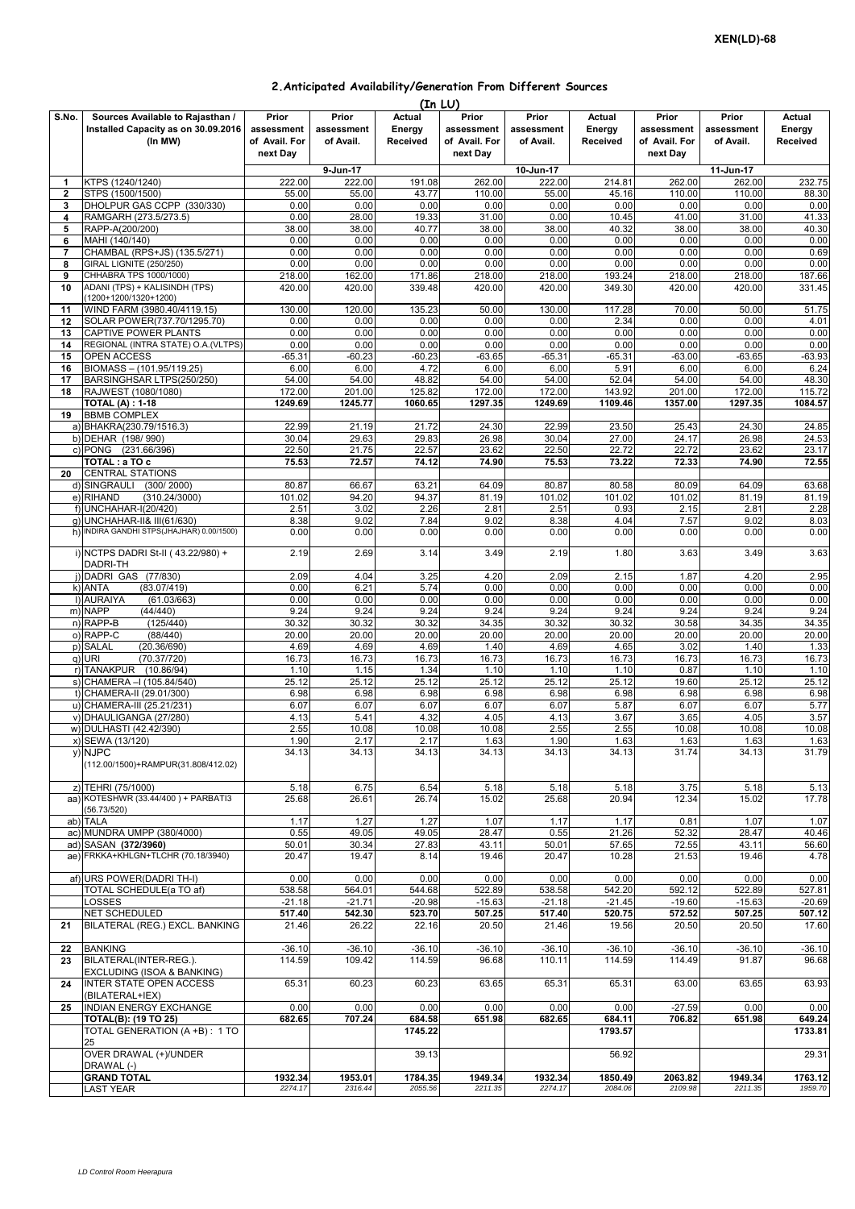XEN(LD)-68

## 2.Anticipated Availability/Generation From Different Sources

(In LU)

| S.No. | Sources Available to Rajasthan / Installed Capacity as on 30.09.2016 (In MW) | Prior assessment of Avail. For next Day | Prior assessment of Avail. | Actual Energy Received | Prior assessment of Avail. For next Day | Prior assessment of Avail. | Actual Energy Received | Prior assessment of Avail. For next Day | Prior assessment of Avail. | Actual Energy Received |
|---|---|---|---|---|---|---|---|---|---|---|
| | | 9-Jun-17 | | | 10-Jun-17 | | | 11-Jun-17 | | |
| 1 | KTPS (1240/1240) | 222.00 | 222.00 | 191.08 | 262.00 | 222.00 | 214.81 | 262.00 | 262.00 | 232.75 |
| 2 | STPS (1500/1500) | 55.00 | 55.00 | 43.77 | 110.00 | 55.00 | 45.16 | 110.00 | 110.00 | 88.30 |
| 3 | DHOLPUR GAS CCPP (330/330) | 0.00 | 0.00 | 0.00 | 0.00 | 0.00 | 0.00 | 0.00 | 0.00 | 0.00 |
| 4 | RAMGARH (273.5/273.5) | 0.00 | 28.00 | 19.33 | 31.00 | 0.00 | 10.45 | 41.00 | 31.00 | 41.33 |
| 5 | RAPP-A(200/200) | 38.00 | 38.00 | 40.77 | 38.00 | 38.00 | 40.32 | 38.00 | 38.00 | 40.30 |
| 6 | MAHI (140/140) | 0.00 | 0.00 | 0.00 | 0.00 | 0.00 | 0.00 | 0.00 | 0.00 | 0.00 |
| 7 | CHAMBAL (RPS+JS) (135.5/271) | 0.00 | 0.00 | 0.00 | 0.00 | 0.00 | 0.00 | 0.00 | 0.00 | 0.69 |
| 8 | GIRAL LIGNITE (250/250) | 0.00 | 0.00 | 0.00 | 0.00 | 0.00 | 0.00 | 0.00 | 0.00 | 0.00 |
| 9 | CHHABRA TPS 1000/1000) | 218.00 | 162.00 | 171.86 | 218.00 | 218.00 | 193.24 | 218.00 | 218.00 | 187.66 |
| 10 | ADANI (TPS) + KALISINDH (TPS) (1200+1200/1320+1200) | 420.00 | 420.00 | 339.48 | 420.00 | 420.00 | 349.30 | 420.00 | 420.00 | 331.45 |
| 11 | WIND FARM (3980.40/4119.15) | 130.00 | 120.00 | 135.23 | 50.00 | 130.00 | 117.28 | 70.00 | 50.00 | 51.75 |
| 12 | SOLAR POWER(737.70/1295.70) | 0.00 | 0.00 | 0.00 | 0.00 | 0.00 | 2.34 | 0.00 | 0.00 | 4.01 |
| 13 | CAPTIVE POWER PLANTS | 0.00 | 0.00 | 0.00 | 0.00 | 0.00 | 0.00 | 0.00 | 0.00 | 0.00 |
| 14 | REGIONAL (INTRA STATE) O.A.(VLTPS) | 0.00 | 0.00 | 0.00 | 0.00 | 0.00 | 0.00 | 0.00 | 0.00 | 0.00 |
| 15 | OPEN ACCESS | -65.31 | -60.23 | -60.23 | -63.65 | -65.31 | -65.31 | -63.00 | -63.65 | -63.93 |
| 16 | BIOMASS – (101.95/119.25) | 6.00 | 6.00 | 4.72 | 6.00 | 6.00 | 5.91 | 6.00 | 6.00 | 6.24 |
| 17 | BARSINGHSAR LTPS(250/250) | 54.00 | 54.00 | 48.82 | 54.00 | 54.00 | 52.04 | 54.00 | 54.00 | 48.30 |
| 18 | RAJWEST (1080/1080) | 172.00 | 201.00 | 125.82 | 172.00 | 172.00 | 143.92 | 201.00 | 172.00 | 115.72 |
| | **TOTAL (A) : 1-18** | **1249.69** | **1245.77** | **1060.65** | **1297.35** | **1249.69** | **1109.46** | **1357.00** | **1297.35** | **1084.57** |
| 19 | BBMB COMPLEX | | | | | | | | | |
| | a) BHAKRA(230.79/1516.3) | 22.99 | 21.19 | 21.72 | 24.30 | 22.99 | 23.50 | 25.43 | 24.30 | 24.85 |
| | b) DEHAR (198/ 990) | 30.04 | 29.63 | 29.83 | 26.98 | 30.04 | 27.00 | 24.17 | 26.98 | 24.53 |
| | c) PONG (231.66/396) | 22.50 | 21.75 | 22.57 | 23.62 | 22.50 | 22.72 | 22.72 | 23.62 | 23.17 |
| | **TOTAL : a TO c** | **75.53** | **72.57** | **74.12** | **74.90** | **75.53** | **73.22** | **72.33** | **74.90** | **72.55** |
| 20 | CENTRAL STATIONS | | | | | | | | | |
| | d) SINGRAULI (300/ 2000) | 80.87 | 66.67 | 63.21 | 64.09 | 80.87 | 80.58 | 80.09 | 64.09 | 63.68 |
| | e) RIHAND (310.24/3000) | 101.02 | 94.20 | 94.37 | 81.19 | 101.02 | 101.02 | 101.02 | 81.19 | 81.19 |
| | f) UNCHAHAR-I(20/420) | 2.51 | 3.02 | 2.26 | 2.81 | 2.51 | 0.93 | 2.15 | 2.81 | 2.28 |
| | g) UNCHAHAR-II& III(61/630) | 8.38 | 9.02 | 7.84 | 9.02 | 8.38 | 4.04 | 7.57 | 9.02 | 8.03 |
| | h) INDIRA GANDHI STPS(JHAJHAR) 0.00/1500) | 0.00 | 0.00 | 0.00 | 0.00 | 0.00 | 0.00 | 0.00 | 0.00 | 0.00 |
| | i) NCTPS DADRI St-II ( 43.22/980) + DADRI-TH | 2.19 | 2.69 | 3.14 | 3.49 | 2.19 | 1.80 | 3.63 | 3.49 | 3.63 |
| | j) DADRI GAS (77/830) | 2.09 | 4.04 | 3.25 | 4.20 | 2.09 | 2.15 | 1.87 | 4.20 | 2.95 |
| | k) ANTA (83.07/419) | 0.00 | 6.21 | 5.74 | 0.00 | 0.00 | 0.00 | 0.00 | 0.00 | 0.00 |
| | l) AURAIYA (61.03/663) | 0.00 | 0.00 | 0.00 | 0.00 | 0.00 | 0.00 | 0.00 | 0.00 | 0.00 |
| | m) NAPP (44/440) | 9.24 | 9.24 | 9.24 | 9.24 | 9.24 | 9.24 | 9.24 | 9.24 | 9.24 |
| | n) RAPP-B (125/440) | 30.32 | 30.32 | 30.32 | 34.35 | 30.32 | 30.32 | 30.58 | 34.35 | 34.35 |
| | o) RAPP-C (88/440) | 20.00 | 20.00 | 20.00 | 20.00 | 20.00 | 20.00 | 20.00 | 20.00 | 20.00 |
| | p) SALAL (20.36/690) | 4.69 | 4.69 | 4.69 | 1.40 | 4.69 | 4.65 | 3.02 | 1.40 | 1.33 |
| | q) URI (70.37/720) | 16.73 | 16.73 | 16.73 | 16.73 | 16.73 | 16.73 | 16.73 | 16.73 | 16.73 |
| | r) TANAKPUR (10.86/94) | 1.10 | 1.15 | 1.34 | 1.10 | 1.10 | 1.10 | 0.87 | 1.10 | 1.10 |
| | s) CHAMERA –I (105.84/540) | 25.12 | 25.12 | 25.12 | 25.12 | 25.12 | 25.12 | 19.60 | 25.12 | 25.12 |
| | t) CHAMERA-II (29.01/300) | 6.98 | 6.98 | 6.98 | 6.98 | 6.98 | 6.98 | 6.98 | 6.98 | 6.98 |
| | u) CHAMERA-III (25.21/231) | 6.07 | 6.07 | 6.07 | 6.07 | 6.07 | 5.87 | 6.07 | 6.07 | 5.77 |
| | v) DHAULIGANGA (27/280) | 4.13 | 5.41 | 4.32 | 4.05 | 4.13 | 3.67 | 3.65 | 4.05 | 3.57 |
| | w) DULHASTI (42.42/390) | 2.55 | 10.08 | 10.08 | 10.08 | 2.55 | 2.55 | 10.08 | 10.08 | 10.08 |
| | x) SEWA (13/120) | 1.90 | 2.17 | 2.17 | 1.63 | 1.90 | 1.63 | 1.63 | 1.63 | 1.63 |
| | y) NJPC (112.00/1500)+RAMPUR(31.808/412.02) | 34.13 | 34.13 | 34.13 | 34.13 | 34.13 | 34.13 | 31.74 | 34.13 | 31.79 |
| | z) TEHRI (75/1000) | 5.18 | 6.75 | 6.54 | 5.18 | 5.18 | 5.18 | 3.75 | 5.18 | 5.13 |
| | aa) KOTESHWR (33.44/400 ) + PARBATI3 (56.73/520) | 25.68 | 26.61 | 26.74 | 15.02 | 25.68 | 20.94 | 12.34 | 15.02 | 17.78 |
| | ab) TALA | 1.17 | 1.27 | 1.27 | 1.07 | 1.17 | 1.17 | 0.81 | 1.07 | 1.07 |
| | ac) MUNDRA UMPP (380/4000) | 0.55 | 49.05 | 49.05 | 28.47 | 0.55 | 21.26 | 52.32 | 28.47 | 40.46 |
| | ad) SASAN **(372/3960)** | 50.01 | 30.34 | 27.83 | 43.11 | 50.01 | 57.65 | 72.55 | 43.11 | 56.60 |
| | ae) FRKKA+KHLGN+TLCHR (70.18/3940) | 20.47 | 19.47 | 8.14 | 19.46 | 20.47 | 10.28 | 21.53 | 19.46 | 4.78 |
| | af) URS POWER(DADRI TH-I) | 0.00 | 0.00 | 0.00 | 0.00 | 0.00 | 0.00 | 0.00 | 0.00 | 0.00 |
| | TOTAL SCHEDULE(a TO af) | 538.58 | 564.01 | 544.68 | 522.89 | 538.58 | 542.20 | 592.12 | 522.89 | 527.81 |
| | LOSSES | -21.18 | -21.71 | -20.98 | -15.63 | -21.18 | -21.45 | -19.60 | -15.63 | -20.69 |
| | **NET SCHEDULED** | **517.40** | **542.30** | **523.70** | **507.25** | **517.40** | **520.75** | **572.52** | **507.25** | **507.12** |
| 21 | BILATERAL (REG.) EXCL. BANKING | 21.46 | 26.22 | 22.16 | 20.50 | 21.46 | 19.56 | 20.50 | 20.50 | 17.60 |
| 22 | BANKING | -36.10 | -36.10 | -36.10 | -36.10 | -36.10 | -36.10 | -36.10 | -36.10 | -36.10 |
| 23 | BILATERAL(INTER-REG.). EXCLUDING (ISOA & BANKING) | 114.59 | 109.42 | 114.59 | 96.68 | 110.11 | 114.59 | 114.49 | 91.87 | 96.68 |
| 24 | INTER STATE OPEN ACCESS (BILATERAL+IEX) | 65.31 | 60.23 | 60.23 | 63.65 | 65.31 | 65.31 | 63.00 | 63.65 | 63.93 |
| 25 | INDIAN ENERGY EXCHANGE | 0.00 | 0.00 | 0.00 | 0.00 | 0.00 | 0.00 | -27.59 | 0.00 | 0.00 |
| | **TOTAL(B): (19 TO 25)** | **682.65** | **707.24** | **684.58** | **651.98** | **682.65** | **684.11** | **706.82** | **651.98** | **649.24** |
| | TOTAL GENERATION (A +B) : 1 TO 25 | | | **1745.22** | | | **1793.57** | | | **1733.81** |
| | OVER DRAWAL (+)/UNDER DRAWAL (-) | | | 39.13 | | | 56.92 | | | 29.31 |
| | **GRAND TOTAL** | **1932.34** | **1953.01** | **1784.35** | **1949.34** | **1932.34** | **1850.49** | **2063.82** | **1949.34** | **1763.12** |
| | LAST YEAR | *2274.17* | *2316.44* | *2055.56* | *2211.35* | *2274.17* | *2084.06* | *2109.98* | *2211.35* | *1959.70* |

*LD Control Room Heerapura*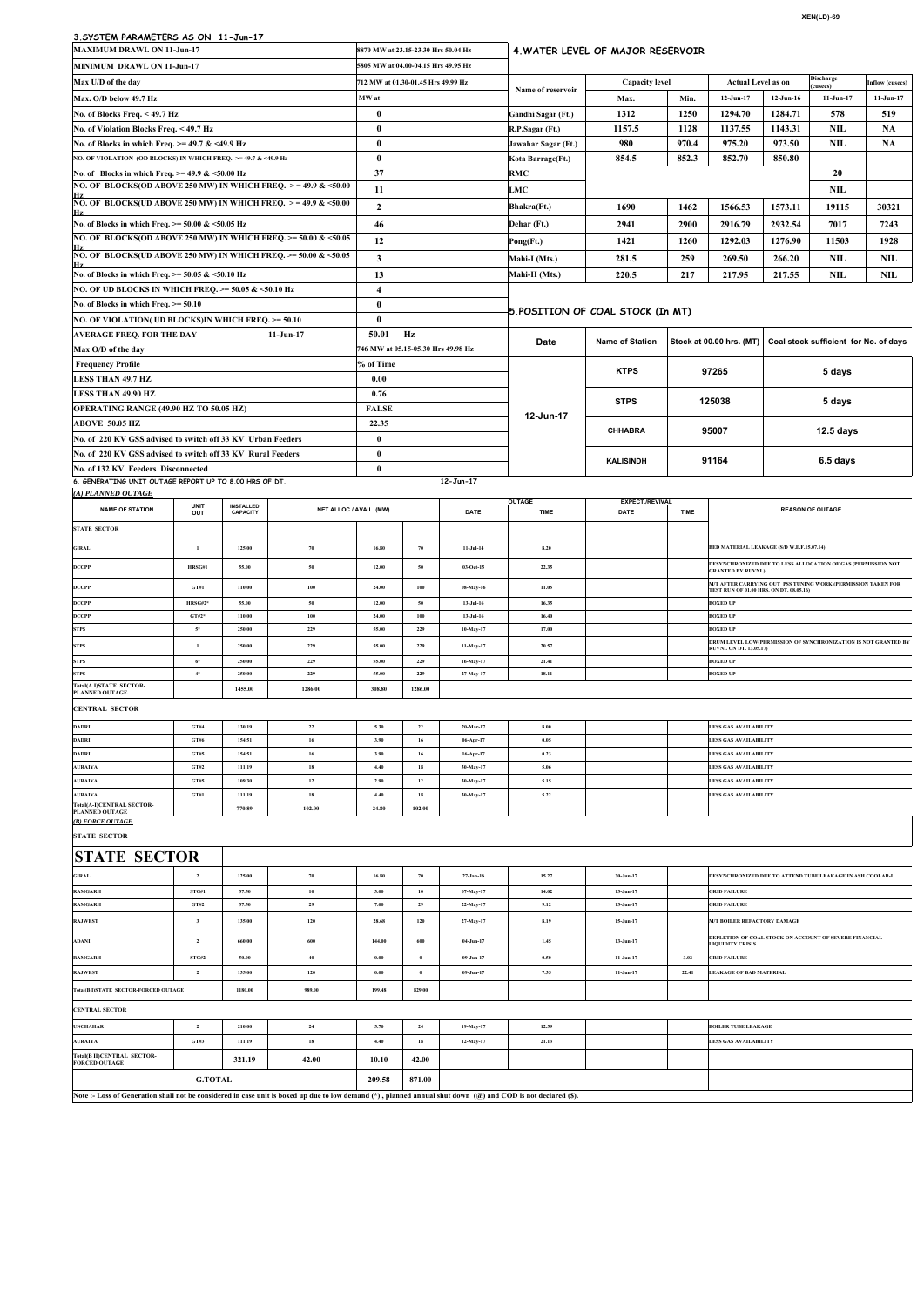XEN(LD)-69

## 3.SYSTEM PARAMETERS AS ON 11-Jun-17

| | |
|---|---|
| MAXIMUM DRAWL ON 11-Jun-17 | 8870 MW at 23.15-23.30 Hrs 50.04 Hz |
| MINIMUM DRAWL ON 11-Jun-17 | 5805 MW at 04.00-04.15 Hrs 49.95 Hz |
| Max U/D of the day | 712 MW at 01.30-01.45 Hrs 49.99 Hz |
| Max. O/D below 49.7 Hz | MW at |
| No. of Blocks Freq. < 49.7 Hz | 0 |
| No. of Violation Blocks Freq. < 49.7 Hz | 0 |
| No. of Blocks in which Freq. >= 49.7 & <49.9 Hz | 0 |
| NO. OF VIOLATION (OD BLOCKS) IN WHICH FREQ. >= 49.7 & <49.9 Hz | 0 |
| No. of Blocks in which Freq. >= 49.9 & <50.00 Hz | 37 |
| NO. OF BLOCKS(OD ABOVE 250 MW) IN WHICH FREQ. > = 49.9 & <50.00 Hz | 11 |
| NO. OF BLOCKS(UD ABOVE 250 MW) IN WHICH FREQ. > = 49.9 & <50.00 Hz | 2 |
| No. of Blocks in which Freq. >= 50.00 & <50.05 Hz | 46 |
| NO. OF BLOCKS(OD ABOVE 250 MW) IN WHICH FREQ. >= 50.00 & <50.05 Hz | 12 |
| NO. OF BLOCKS(UD ABOVE 250 MW) IN WHICH FREQ. >= 50.00 & <50.05 Hz | 3 |
| No. of Blocks in which Freq. >= 50.05 & <50.10 Hz | 13 |
| NO. OF UD BLOCKS IN WHICH FREQ. >= 50.05 & <50.10 Hz | 4 |
| No. of Blocks in which Freq. >= 50.10 | 0 |
| NO. OF VIOLATION( UD BLOCKS)IN WHICH FREQ. >= 50.10 | 0 |
| AVERAGE FREQ. FOR THE DAY 11-Jun-17 | 50.01 Hz |
| Max O/D of the day | 746 MW at 05.15-05.30 Hrs 49.98 Hz |
| Frequency Profile | % of Time |
| LESS THAN 49.7 HZ | 0.00 |
| LESS THAN 49.90 HZ | 0.76 |
| OPERATING RANGE (49.90 HZ TO 50.05 HZ) | FALSE |
| ABOVE 50.05 HZ | 22.35 |
| No. of 220 KV GSS advised to switch off 33 KV Urban Feeders | 0 |
| No. of 220 KV GSS advised to switch off 33 KV Rural Feeders | 0 |
| No. of 132 KV Feeders Disconnected | 0 |

## 4.WATER LEVEL OF MAJOR RESERVOIR

| Name of reservoir | Capacity level | | Actual Level as on | | Discharge (cusecs) | Inflow (cusecs) |
|---|---|---|---|---|---|---|
| | Max. | Min. | 12-Jun-17 | 12-Jun-16 | 11-Jun-17 | 11-Jun-17 |
| Gandhi Sagar (Ft.) | 1312 | 1250 | 1294.70 | 1284.71 | 578 | 519 |
| R.P.Sagar (Ft.) | 1157.5 | 1128 | 1137.55 | 1143.31 | NIL | NA |
| Jawahar Sagar (Ft.) | 980 | 970.4 | 975.20 | 973.50 | NIL | NA |
| Kota Barrage(Ft.) | 854.5 | 852.3 | 852.70 | 850.80 | | |
| RMC | | | | | 20 | |
| LMC | | | | | NIL | |
| Bhakra(Ft.) | 1690 | 1462 | 1566.53 | 1573.11 | 19115 | 30321 |
| Dehar (Ft.) | 2941 | 2900 | 2916.79 | 2932.54 | 7017 | 7243 |
| Pong(Ft.) | 1421 | 1260 | 1292.03 | 1276.90 | 11503 | 1928 |
| Mahi-I (Mts.) | 281.5 | 259 | 269.50 | 266.20 | NIL | NIL |
| Mahi-II (Mts.) | 220.5 | 217 | 217.95 | 217.55 | NIL | NIL |

## 5.POSITION OF COAL STOCK (In MT)

| Date | Name of Station | Stock at 00.00 hrs. (MT) | Coal stock sufficient for No. of days |
|---|---|---|---|
| 12-Jun-17 | KTPS | 97265 | 5 days |
| | STPS | 125038 | 5 days |
| | CHHABRA | 95007 | 12.5 days |
| | KALISINDH | 91164 | 6.5 days |

## 6. GENERATING UNIT OUTAGE REPORT UP TO 8.00 HRS OF DT. 12-Jun-17

### (A) PLANNED OUTAGE

| NAME OF STATION | UNIT OUT | INSTALLED CAPACITY | NET ALLOC./ AVAIL. (MW) | | | OUTAGE DATE | OUTAGE TIME | EXPECT./REVIVAL DATE | EXPECT./REVIVAL TIME | REASON OF OUTAGE |
|---|---|---|---|---|---|---|---|---|---|---|
| **STATE SECTOR** | | | | | | | | | | |
| GIRAL | 1 | 125.00 | 70 | 16.80 | 70 | 11-Jul-14 | 8.20 | | | BED MATERIAL LEAKAGE (S/D W.E.F.15.07.14) |
| DCCPP | HRSG#1 | 55.00 | 50 | 12.00 | 50 | 03-Oct-15 | 22.35 | | | DESYNCHRONIZED DUE TO LESS ALLOCATION OF GAS (PERMISSION NOT GRANTED BY RUVNL) |
| DCCPP | GT#1 | 110.00 | 100 | 24.00 | 100 | 08-May-16 | 11.05 | | | S/T AFTER CARRYING OUT PSS TUNING WORK (PERMISSION TAKEN FOR TEST RUN OF 01.00 HRS. ON DT. 08.05.16) |
| DCCPP | HRSG#2* | 55.00 | 50 | 12.00 | 50 | 13-Jul-16 | 16.35 | | | BOXED UP |
| DCCPP | GT#2* | 110.00 | 100 | 24.00 | 100 | 13-Jul-16 | 16.40 | | | BOXED UP |
| STPS | 5* | 250.00 | 229 | 55.00 | 229 | 10-May-17 | 17.00 | | | BOXED UP |
| STPS | 1 | 250.00 | 229 | 55.00 | 229 | 11-May-17 | 20.57 | | | DRUM LEVEL LOW(PERMISSION OF SYNCHRONIZATION IS NOT GRANTED BY RUVNL ON DT. 13.05.17) |
| STPS | 6* | 250.00 | 229 | 55.00 | 229 | 16-May-17 | 21.41 | | | BOXED UP |
| STPS | 4* | 250.00 | 229 | 55.00 | 229 | 27-May-17 | 18.11 | | | BOXED UP |
| Total(A I)STATE SECTOR-PLANNED OUTAGE | | 1455.00 | 1286.00 | 308.80 | 1286.00 | | | | | |
| **CENTRAL SECTOR** | | | | | | | | | | |
| DADRI | GT#4 | 130.19 | 22 | 5.30 | 22 | 20-Mar-17 | 8.00 | | | LESS GAS AVAILABILITY |
| DADRI | GT#6 | 154.51 | 16 | 3.90 | 16 | 06-Apr-17 | 0.05 | | | LESS GAS AVAILABILITY |
| DADRI | GT#5 | 154.51 | 16 | 3.90 | 16 | 16-Apr-17 | 0.23 | | | LESS GAS AVAILABILITY |
| AURAIYA | GT#2 | 111.19 | 18 | 4.40 | 18 | 30-May-17 | 5.06 | | | LESS GAS AVAILABILITY |
| AURAIYA | GT#5 | 109.30 | 12 | 2.90 | 12 | 30-May-17 | 5.15 | | | LESS GAS AVAILABILITY |
| AURAIYA | GT#1 | 111.19 | 18 | 4.40 | 18 | 30-May-17 | 5.22 | | | LESS GAS AVAILABILITY |
| Total(A-I)CENTRAL SECTOR-PLANNED OUTAGE | | 770.89 | 102.00 | 24.80 | 102.00 | | | | | |

### (B) FORCE OUTAGE

| NAME OF STATION | UNIT OUT | INSTALLED CAPACITY | NET ALLOC./ AVAIL. (MW) | | | OUTAGE DATE | OUTAGE TIME | EXPECT./REVIVAL DATE | EXPECT./REVIVAL TIME | REASON OF OUTAGE |
|---|---|---|---|---|---|---|---|---|---|---|
| **STATE SECTOR** | | | | | | | | | | |
| GIRAL | 2 | 125.00 | 70 | 16.80 | 70 | 27-Jan-16 | 15.27 | 30-Jun-17 | | DESYNCHRONIZED DUE TO ATTEND TUBE LEAKAGE IN ASH COOLAR-I |
| RAMGARH | STG#1 | 37.50 | 10 | 3.00 | 10 | 07-May-17 | 14.02 | 13-Jun-17 | | GRID FAILURE |
| RAMGARH | GT#2 | 37.50 | 29 | 7.00 | 29 | 22-May-17 | 9.12 | 13-Jun-17 | | GRID FAILURE |
| RAJWEST | 3 | 135.00 | 120 | 28.68 | 120 | 27-May-17 | 8.19 | 15-Jun-17 | | S/T BOILER REFACTORY DAMAGE |
| ADANI | 2 | 660.00 | 600 | 144.00 | 600 | 04-Jun-17 | 1.45 | 13-Jun-17 | | DEPLETION OF COAL STOCK ON ACCOUNT OF SEVERE FINANCIAL LIQUIDITY CRISIS |
| RAMGARH | STG#2 | 50.00 | 40 | 0.00 | 0 | 09-Jun-17 | 0.50 | 11-Jun-17 | 3.02 | GRID FAILURE |
| RAJWEST | 2 | 135.00 | 120 | 0.00 | 0 | 09-Jun-17 | 7.35 | 11-Jun-17 | 22.41 | LEAKAGE OF BAD MATERIAL |
| Total(B I)STATE SECTOR-FORCED OUTAGE | | 1180.00 | 989.00 | 199.48 | 829.00 | | | | | |
| **CENTRAL SECTOR** | | | | | | | | | | |
| UNCHAHAR | 2 | 210.00 | 24 | 5.70 | 24 | 19-May-17 | 12.59 | | | BOILER TUBE LEAKAGE |
| AURAIYA | GT#3 | 111.19 | 18 | 4.40 | 18 | 12-May-17 | 21.13 | | | LESS GAS AVAILABILITY |
| Total(B II)CENTRAL SECTOR-FORCED OUTAGE | | 321.19 | 42.00 | 10.10 | 42.00 | | | | | |
| G.TOTAL | | | | 209.58 | 871.00 | | | | | |

Note :- Loss of Generation shall not be considered in case unit is boxed up due to low demand (*) , planned annual shut down (@) and COD is not declared ($).